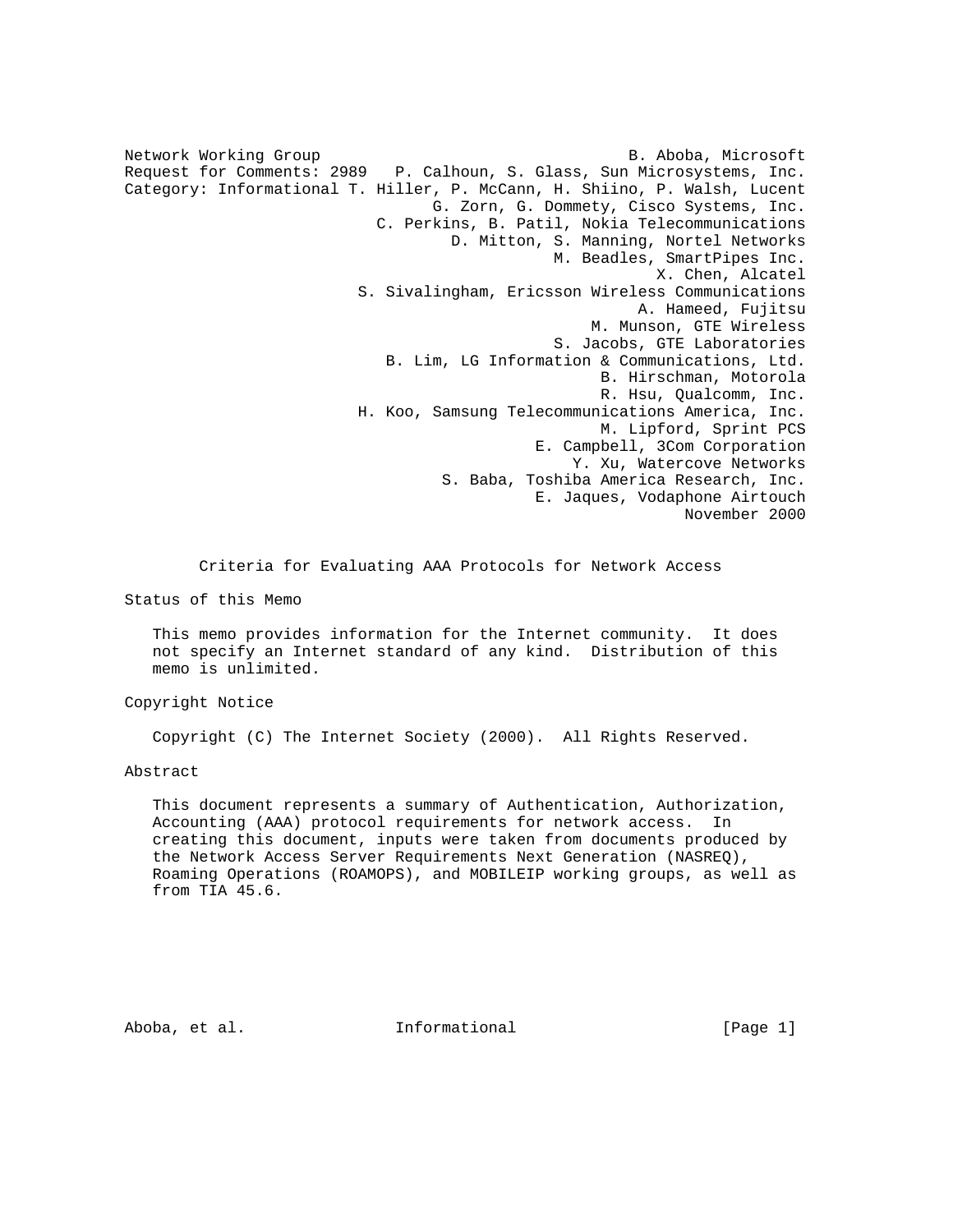Network Working Group B. Aboba, Microsoft
Request for Comments: 2989 P. Calhoun, S. Glass, Sun Microsystems, Inc.
Category: Informational T. Hiller, P. McCann, H. Shiino, P. Walsh, Lucent
G. Zorn, G. Dommety, Cisco Systems, Inc.
C. Perkins, B. Patil, Nokia Telecommunications
D. Mitton, S. Manning, Nortel Networks
M. Beadles, SmartPipes Inc.
X. Chen, Alcatel
S. Sivalingham, Ericsson Wireless Communications
A. Hameed, Fujitsu
M. Munson, GTE Wireless
S. Jacobs, GTE Laboratories
B. Lim, LG Information & Communications, Ltd.
B. Hirschman, Motorola
R. Hsu, Qualcomm, Inc.
H. Koo, Samsung Telecommunications America, Inc.
M. Lipford, Sprint PCS
E. Campbell, 3Com Corporation
Y. Xu, Watercove Networks
S. Baba, Toshiba America Research, Inc.
E. Jaques, Vodaphone Airtouch
November 2000

# Criteria for Evaluating AAA Protocols for Network Access

## Status of this Memo

This memo provides information for the Internet community. It does not specify an Internet standard of any kind. Distribution of this memo is unlimited.

## Copyright Notice

Copyright (C) The Internet Society (2000). All Rights Reserved.

## Abstract

This document represents a summary of Authentication, Authorization, Accounting (AAA) protocol requirements for network access. In creating this document, inputs were taken from documents produced by the Network Access Server Requirements Next Generation (NASREQ), Roaming Operations (ROAMOPS), and MOBILEIP working groups, as well as from TIA 45.6.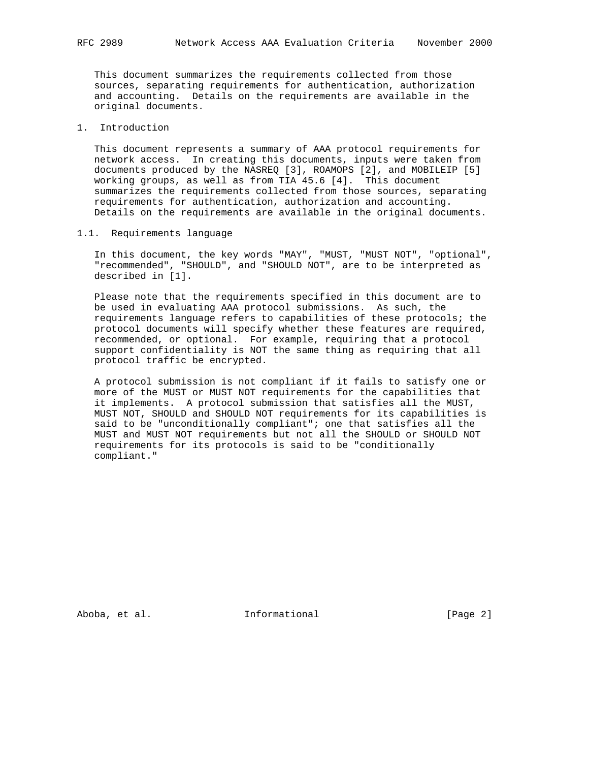This document summarizes the requirements collected from those sources, separating requirements for authentication, authorization and accounting. Details on the requirements are available in the original documents.

# 1. Introduction

This document represents a summary of AAA protocol requirements for network access. In creating this documents, inputs were taken from documents produced by the NASREQ [3], ROAMOPS [2], and MOBILEIP [5] working groups, as well as from TIA 45.6 [4]. This document summarizes the requirements collected from those sources, separating requirements for authentication, authorization and accounting. Details on the requirements are available in the original documents.

## 1.1. Requirements language

In this document, the key words "MAY", "MUST, "MUST NOT", "optional", "recommended", "SHOULD", and "SHOULD NOT", are to be interpreted as described in [1].

Please note that the requirements specified in this document are to be used in evaluating AAA protocol submissions. As such, the requirements language refers to capabilities of these protocols; the protocol documents will specify whether these features are required, recommended, or optional. For example, requiring that a protocol support confidentiality is NOT the same thing as requiring that all protocol traffic be encrypted.

A protocol submission is not compliant if it fails to satisfy one or more of the MUST or MUST NOT requirements for the capabilities that it implements. A protocol submission that satisfies all the MUST, MUST NOT, SHOULD and SHOULD NOT requirements for its capabilities is said to be "unconditionally compliant"; one that satisfies all the MUST and MUST NOT requirements but not all the SHOULD or SHOULD NOT requirements for its protocols is said to be "conditionally compliant."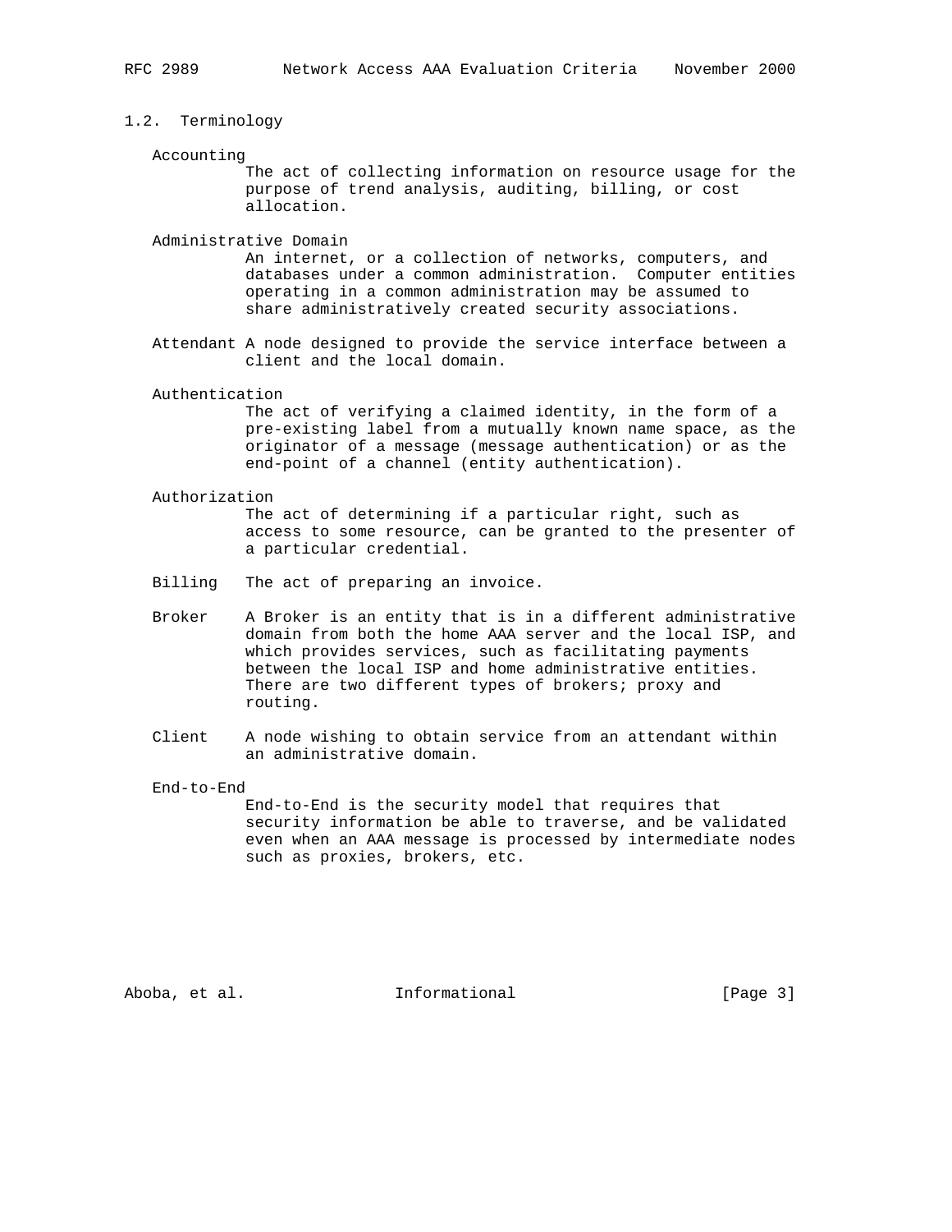## 1.2. Terminology

Accounting
The act of collecting information on resource usage for the purpose of trend analysis, auditing, billing, or cost allocation.

Administrative Domain
An internet, or a collection of networks, computers, and databases under a common administration. Computer entities operating in a common administration may be assumed to share administratively created security associations.

Attendant
A node designed to provide the service interface between a client and the local domain.

Authentication
The act of verifying a claimed identity, in the form of a pre-existing label from a mutually known name space, as the originator of a message (message authentication) or as the end-point of a channel (entity authentication).

Authorization
The act of determining if a particular right, such as access to some resource, can be granted to the presenter of a particular credential.

Billing
The act of preparing an invoice.

Broker
A Broker is an entity that is in a different administrative domain from both the home AAA server and the local ISP, and which provides services, such as facilitating payments between the local ISP and home administrative entities. There are two different types of brokers; proxy and routing.

Client
A node wishing to obtain service from an attendant within an administrative domain.

End-to-End
End-to-End is the security model that requires that security information be able to traverse, and be validated even when an AAA message is processed by intermediate nodes such as proxies, brokers, etc.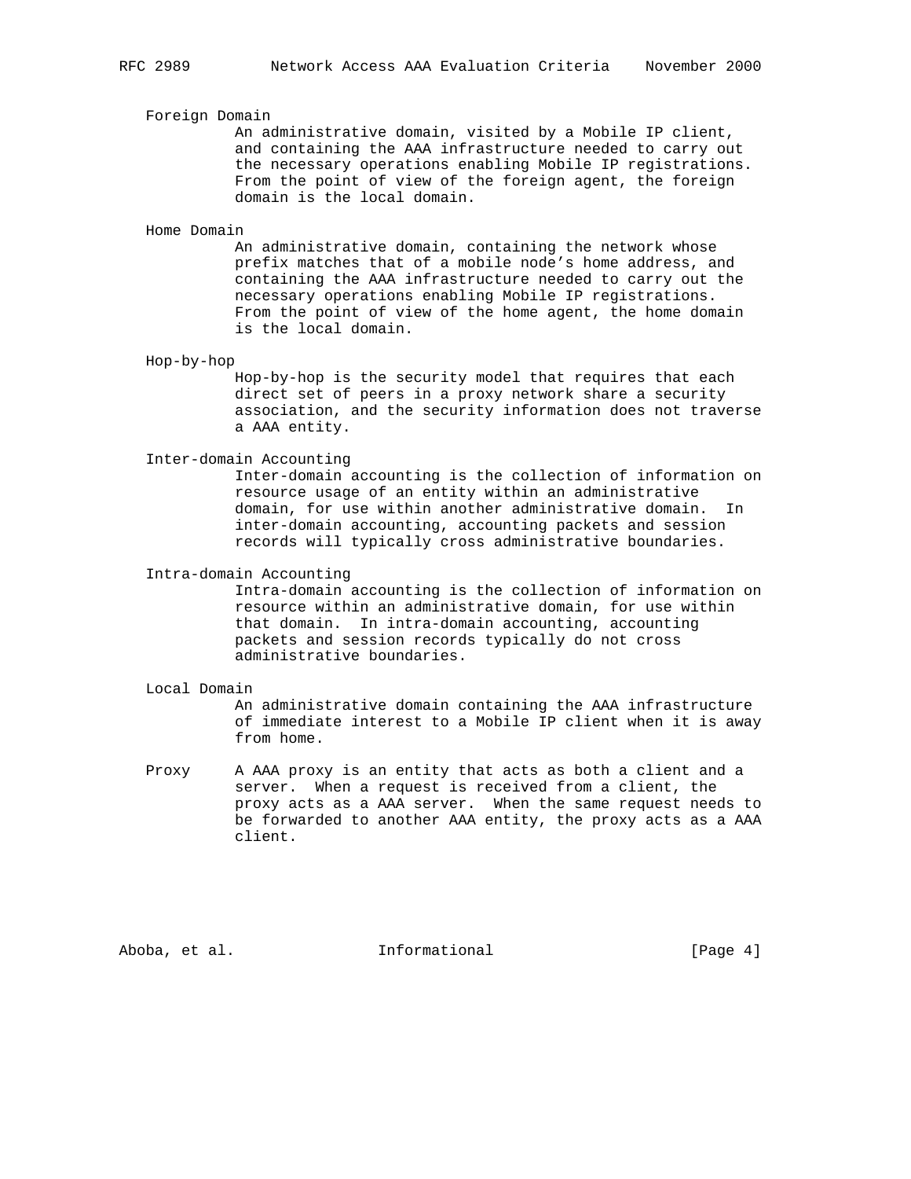Foreign Domain

An administrative domain, visited by a Mobile IP client, and containing the AAA infrastructure needed to carry out the necessary operations enabling Mobile IP registrations. From the point of view of the foreign agent, the foreign domain is the local domain.

Home Domain

An administrative domain, containing the network whose prefix matches that of a mobile node's home address, and containing the AAA infrastructure needed to carry out the necessary operations enabling Mobile IP registrations. From the point of view of the home agent, the home domain is the local domain.

Hop-by-hop

Hop-by-hop is the security model that requires that each direct set of peers in a proxy network share a security association, and the security information does not traverse a AAA entity.

Inter-domain Accounting

Inter-domain accounting is the collection of information on resource usage of an entity within an administrative domain, for use within another administrative domain. In inter-domain accounting, accounting packets and session records will typically cross administrative boundaries.

Intra-domain Accounting

Intra-domain accounting is the collection of information on resource within an administrative domain, for use within that domain. In intra-domain accounting, accounting packets and session records typically do not cross administrative boundaries.

Local Domain

An administrative domain containing the AAA infrastructure of immediate interest to a Mobile IP client when it is away from home.

Proxy

A AAA proxy is an entity that acts as both a client and a server. When a request is received from a client, the proxy acts as a AAA server. When the same request needs to be forwarded to another AAA entity, the proxy acts as a AAA client.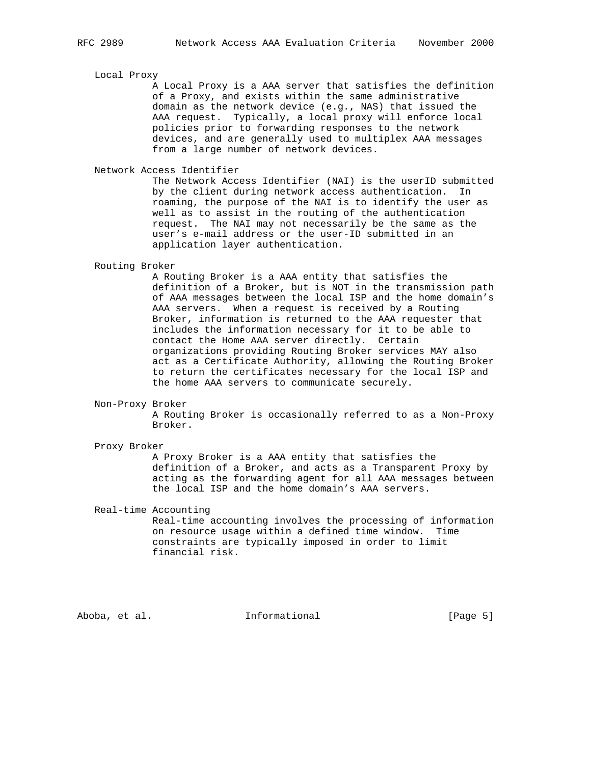Local Proxy

A Local Proxy is a AAA server that satisfies the definition of a Proxy, and exists within the same administrative domain as the network device (e.g., NAS) that issued the AAA request. Typically, a local proxy will enforce local policies prior to forwarding responses to the network devices, and are generally used to multiplex AAA messages from a large number of network devices.

Network Access Identifier

The Network Access Identifier (NAI) is the userID submitted by the client during network access authentication. In roaming, the purpose of the NAI is to identify the user as well as to assist in the routing of the authentication request. The NAI may not necessarily be the same as the user's e-mail address or the user-ID submitted in an application layer authentication.

Routing Broker

A Routing Broker is a AAA entity that satisfies the definition of a Broker, but is NOT in the transmission path of AAA messages between the local ISP and the home domain's AAA servers. When a request is received by a Routing Broker, information is returned to the AAA requester that includes the information necessary for it to be able to contact the Home AAA server directly. Certain organizations providing Routing Broker services MAY also act as a Certificate Authority, allowing the Routing Broker to return the certificates necessary for the local ISP and the home AAA servers to communicate securely.

Non-Proxy Broker

A Routing Broker is occasionally referred to as a Non-Proxy Broker.

Proxy Broker

A Proxy Broker is a AAA entity that satisfies the definition of a Broker, and acts as a Transparent Proxy by acting as the forwarding agent for all AAA messages between the local ISP and the home domain's AAA servers.

Real-time Accounting

Real-time accounting involves the processing of information on resource usage within a defined time window. Time constraints are typically imposed in order to limit financial risk.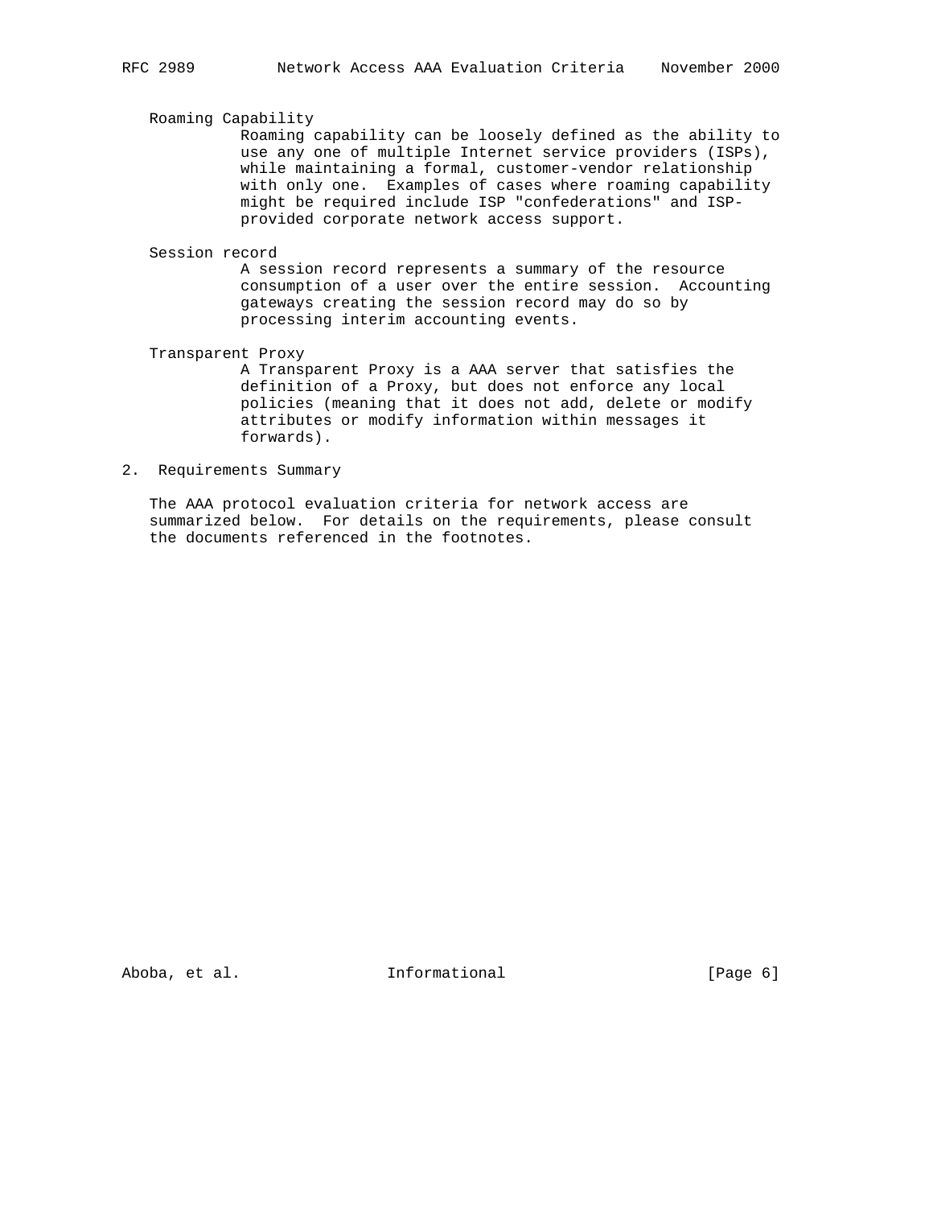Roaming Capability

Roaming capability can be loosely defined as the ability to use any one of multiple Internet service providers (ISPs), while maintaining a formal, customer-vendor relationship with only one. Examples of cases where roaming capability might be required include ISP "confederations" and ISP-provided corporate network access support.

Session record

A session record represents a summary of the resource consumption of a user over the entire session. Accounting gateways creating the session record may do so by processing interim accounting events.

Transparent Proxy

A Transparent Proxy is a AAA server that satisfies the definition of a Proxy, but does not enforce any local policies (meaning that it does not add, delete or modify attributes or modify information within messages it forwards).

## 2. Requirements Summary

The AAA protocol evaluation criteria for network access are summarized below. For details on the requirements, please consult the documents referenced in the footnotes.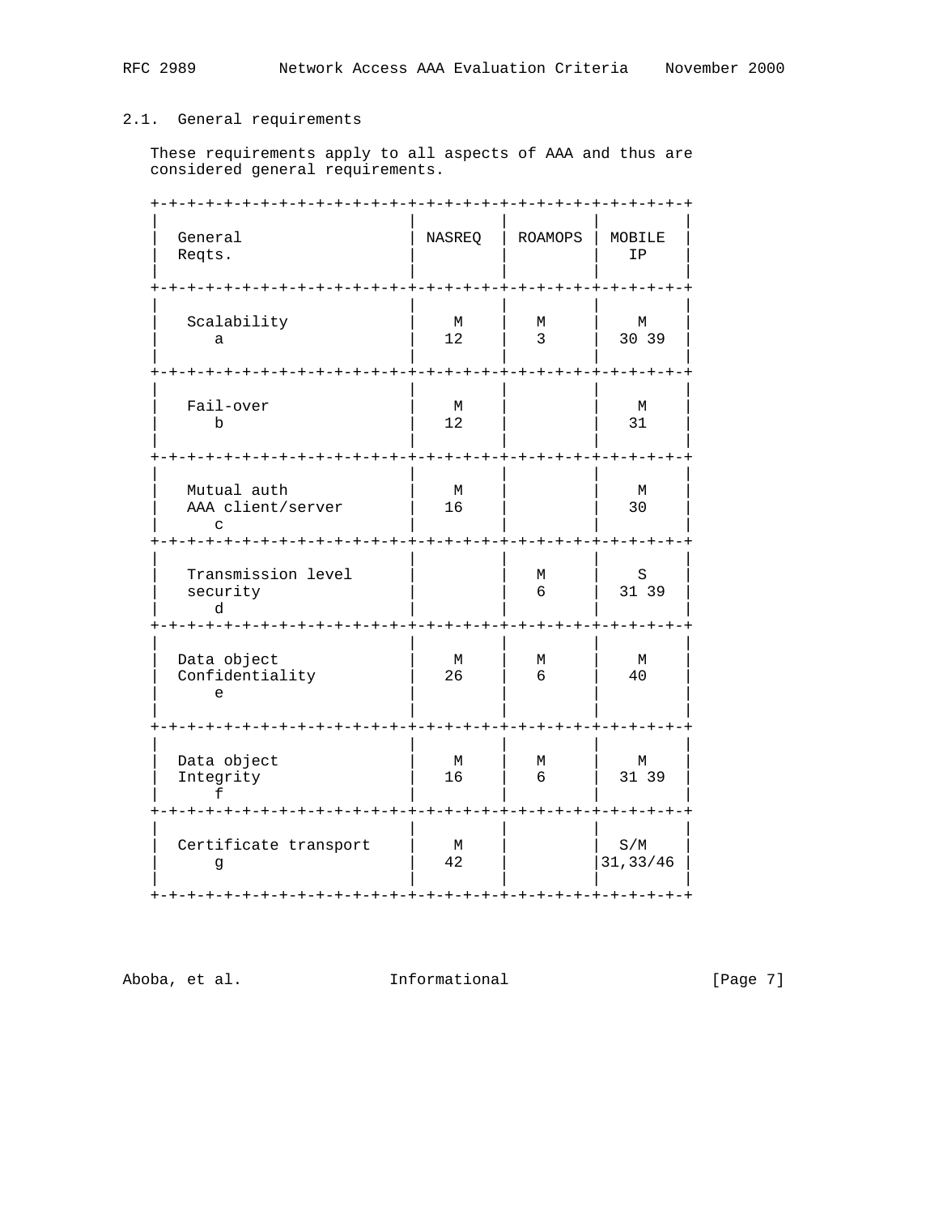## 2.1. General requirements

These requirements apply to all aspects of AAA and thus are considered general requirements.

| General Reqts. | NASREQ | ROAMOPS | MOBILE IP |
|---|---|---|---|
| Scalability a | M 12 | M 3 | M 30 39 |
| Fail-over b | M 12 | | M 31 |
| Mutual auth AAA client/server c | M 16 | | M 30 |
| Transmission level security d | | M 6 | S 31 39 |
| Data object Confidentiality e | M 26 | M 6 | M 40 |
| Data object Integrity f | M 16 | M 6 | M 31 39 |
| Certificate transport g | M 42 | | S/M 31,33/46 |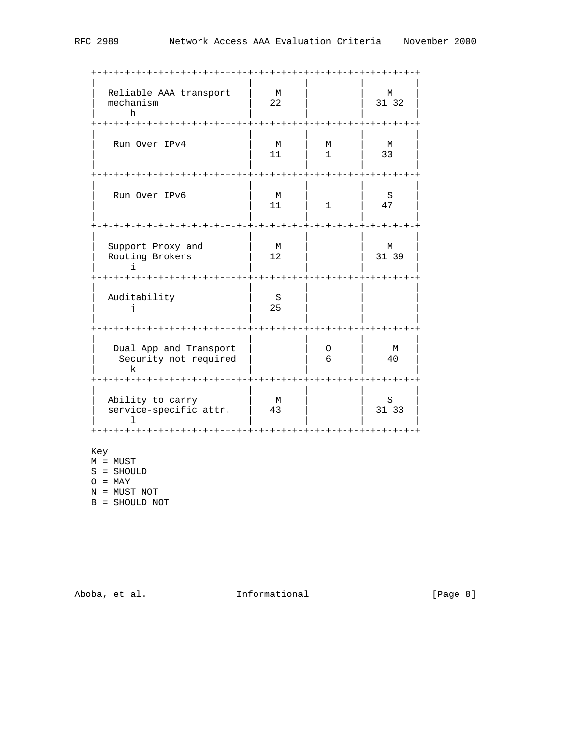| | | | |
|---|---|---|---|
| Reliable AAA transport mechanism h | M 22 | | M 31 32 |
| Run Over IPv4 | M 11 | M 1 | M 33 |
| Run Over IPv6 | M 11 | 1 | S 47 |
| Support Proxy and Routing Brokers i | M 12 | | M 31 39 |
| Auditability j | S 25 | | |
| Dual App and Transport Security not required k | | O 6 | M 40 |
| Ability to carry service-specific attr. l | M 43 | | S 31 33 |

Key
M = MUST
S = SHOULD
O = MAY
N = MUST NOT
B = SHOULD NOT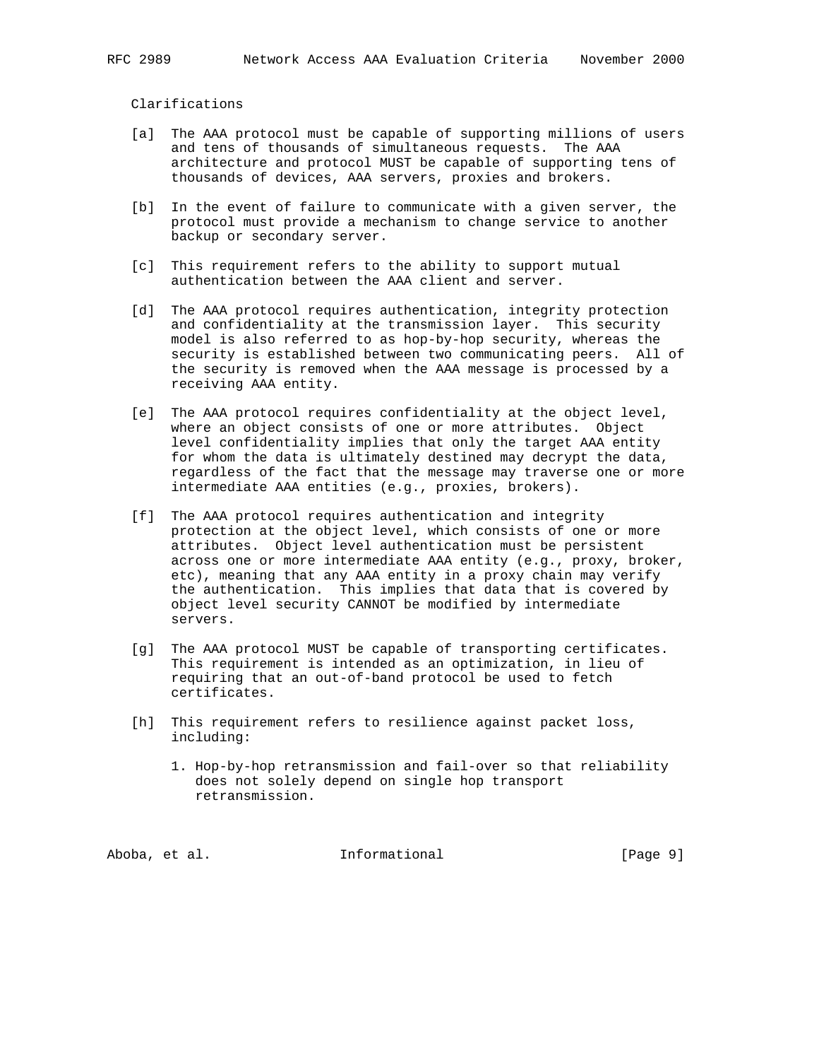Clarifications

[a] The AAA protocol must be capable of supporting millions of users and tens of thousands of simultaneous requests. The AAA architecture and protocol MUST be capable of supporting tens of thousands of devices, AAA servers, proxies and brokers.

[b] In the event of failure to communicate with a given server, the protocol must provide a mechanism to change service to another backup or secondary server.

[c] This requirement refers to the ability to support mutual authentication between the AAA client and server.

[d] The AAA protocol requires authentication, integrity protection and confidentiality at the transmission layer. This security model is also referred to as hop-by-hop security, whereas the security is established between two communicating peers. All of the security is removed when the AAA message is processed by a receiving AAA entity.

[e] The AAA protocol requires confidentiality at the object level, where an object consists of one or more attributes. Object level confidentiality implies that only the target AAA entity for whom the data is ultimately destined may decrypt the data, regardless of the fact that the message may traverse one or more intermediate AAA entities (e.g., proxies, brokers).

[f] The AAA protocol requires authentication and integrity protection at the object level, which consists of one or more attributes. Object level authentication must be persistent across one or more intermediate AAA entity (e.g., proxy, broker, etc), meaning that any AAA entity in a proxy chain may verify the authentication. This implies that data that is covered by object level security CANNOT be modified by intermediate servers.

[g] The AAA protocol MUST be capable of transporting certificates. This requirement is intended as an optimization, in lieu of requiring that an out-of-band protocol be used to fetch certificates.

[h] This requirement refers to resilience against packet loss, including:

1. Hop-by-hop retransmission and fail-over so that reliability does not solely depend on single hop transport retransmission.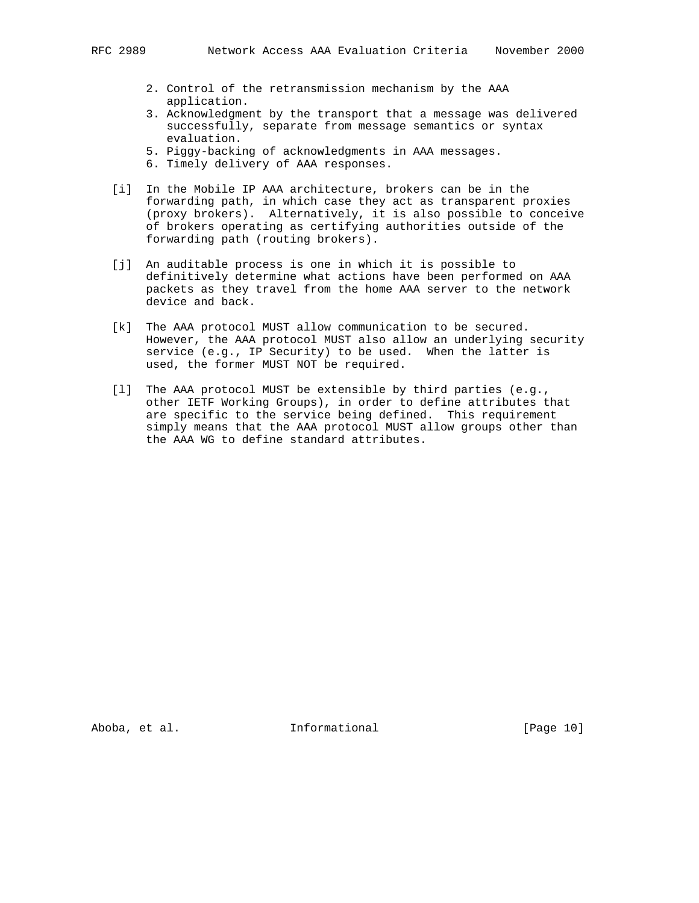2. Control of the retransmission mechanism by the AAA application.
3. Acknowledgment by the transport that a message was delivered successfully, separate from message semantics or syntax evaluation.
5. Piggy-backing of acknowledgments in AAA messages.
6. Timely delivery of AAA responses.

[i] In the Mobile IP AAA architecture, brokers can be in the forwarding path, in which case they act as transparent proxies (proxy brokers). Alternatively, it is also possible to conceive of brokers operating as certifying authorities outside of the forwarding path (routing brokers).

[j] An auditable process is one in which it is possible to definitively determine what actions have been performed on AAA packets as they travel from the home AAA server to the network device and back.

[k] The AAA protocol MUST allow communication to be secured. However, the AAA protocol MUST also allow an underlying security service (e.g., IP Security) to be used. When the latter is used, the former MUST NOT be required.

[l] The AAA protocol MUST be extensible by third parties (e.g., other IETF Working Groups), in order to define attributes that are specific to the service being defined. This requirement simply means that the AAA protocol MUST allow groups other than the AAA WG to define standard attributes.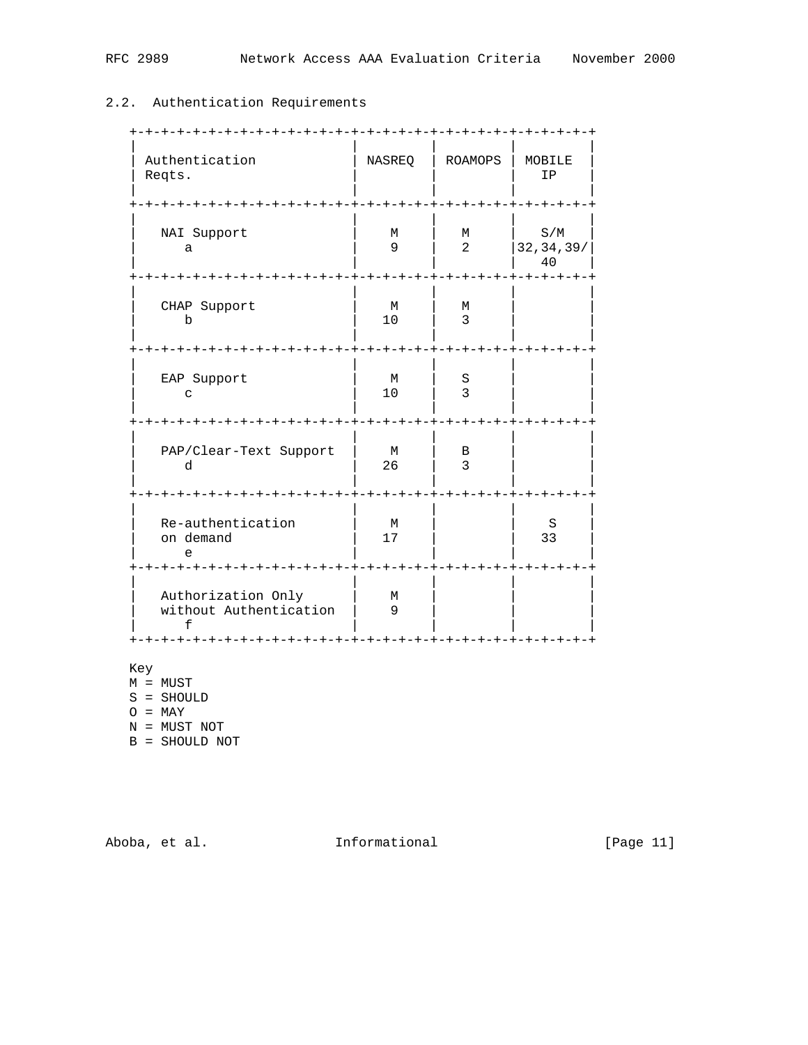## 2.2. Authentication Requirements

| Authentication Reqts. | NASREQ | ROAMOPS | MOBILE IP |
|---|---|---|---|
| NAI Support a | M 9 | M 2 | S/M 32,34,39/40 |
| CHAP Support b | M 10 | M 3 | |
| EAP Support c | M 10 | S 3 | |
| PAP/Clear-Text Support d | M 26 | B 3 | |
| Re-authentication on demand e | M 17 | | S 33 |
| Authorization Only without Authentication f | M 9 | | |

Key
M = MUST
S = SHOULD
O = MAY
N = MUST NOT
B = SHOULD NOT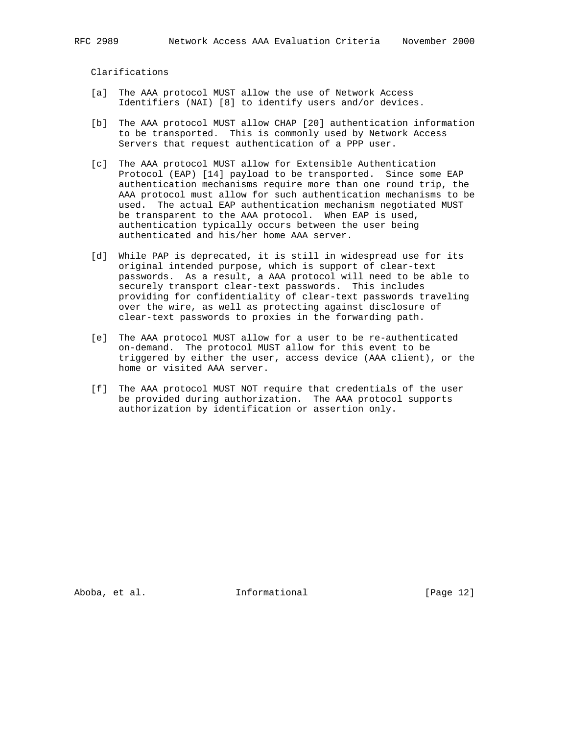Clarifications

[a] The AAA protocol MUST allow the use of Network Access Identifiers (NAI) [8] to identify users and/or devices.

[b] The AAA protocol MUST allow CHAP [20] authentication information to be transported. This is commonly used by Network Access Servers that request authentication of a PPP user.

[c] The AAA protocol MUST allow for Extensible Authentication Protocol (EAP) [14] payload to be transported. Since some EAP authentication mechanisms require more than one round trip, the AAA protocol must allow for such authentication mechanisms to be used. The actual EAP authentication mechanism negotiated MUST be transparent to the AAA protocol. When EAP is used, authentication typically occurs between the user being authenticated and his/her home AAA server.

[d] While PAP is deprecated, it is still in widespread use for its original intended purpose, which is support of clear-text passwords. As a result, a AAA protocol will need to be able to securely transport clear-text passwords. This includes providing for confidentiality of clear-text passwords traveling over the wire, as well as protecting against disclosure of clear-text passwords to proxies in the forwarding path.

[e] The AAA protocol MUST allow for a user to be re-authenticated on-demand. The protocol MUST allow for this event to be triggered by either the user, access device (AAA client), or the home or visited AAA server.

[f] The AAA protocol MUST NOT require that credentials of the user be provided during authorization. The AAA protocol supports authorization by identification or assertion only.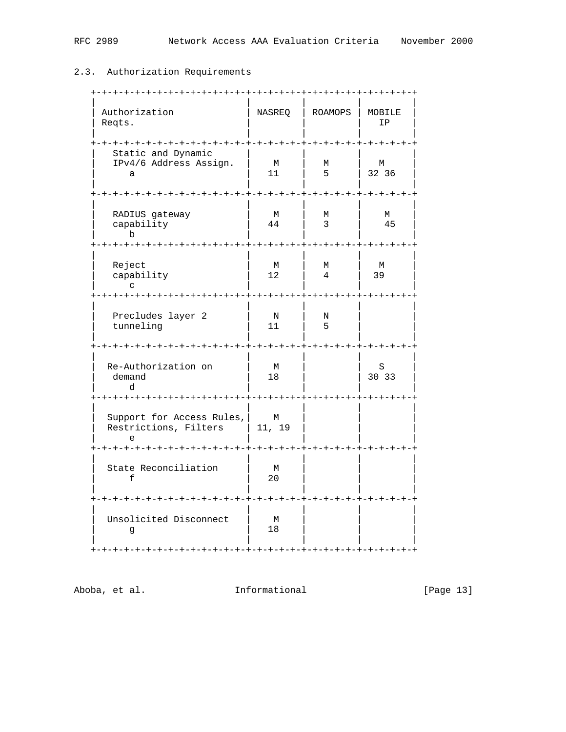### 2.3. Authorization Requirements

| Authorization Reqts. | NASREQ | ROAMOPS | MOBILE IP |
|---|---|---|---|
| Static and Dynamic IPv4/6 Address Assign. a | M 11 | M 5 | M 32 36 |
| RADIUS gateway capability b | M 44 | M 3 | M 45 |
| Reject capability c | M 12 | M 4 | M 39 |
| Precludes layer 2 tunneling | N 11 | N 5 | |
| Re-Authorization on demand d | M 18 | | S 30 33 |
| Support for Access Rules, Restrictions, Filters e | M 11, 19 | | |
| State Reconciliation f | M 20 | | |
| Unsolicited Disconnect g | M 18 | | |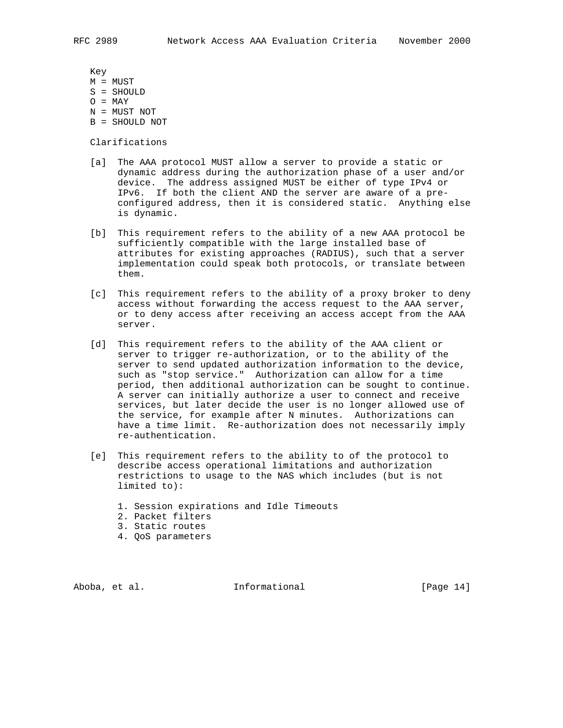Key
M = MUST
S = SHOULD
O = MAY
N = MUST NOT
B = SHOULD NOT

Clarifications

[a] The AAA protocol MUST allow a server to provide a static or dynamic address during the authorization phase of a user and/or device. The address assigned MUST be either of type IPv4 or IPv6. If both the client AND the server are aware of a pre-configured address, then it is considered static. Anything else is dynamic.

[b] This requirement refers to the ability of a new AAA protocol be sufficiently compatible with the large installed base of attributes for existing approaches (RADIUS), such that a server implementation could speak both protocols, or translate between them.

[c] This requirement refers to the ability of a proxy broker to deny access without forwarding the access request to the AAA server, or to deny access after receiving an access accept from the AAA server.

[d] This requirement refers to the ability of the AAA client or server to trigger re-authorization, or to the ability of the server to send updated authorization information to the device, such as "stop service." Authorization can allow for a time period, then additional authorization can be sought to continue. A server can initially authorize a user to connect and receive services, but later decide the user is no longer allowed use of the service, for example after N minutes. Authorizations can have a time limit. Re-authorization does not necessarily imply re-authentication.

[e] This requirement refers to the ability to of the protocol to describe access operational limitations and authorization restrictions to usage to the NAS which includes (but is not limited to):

1. Session expirations and Idle Timeouts
2. Packet filters
3. Static routes
4. QoS parameters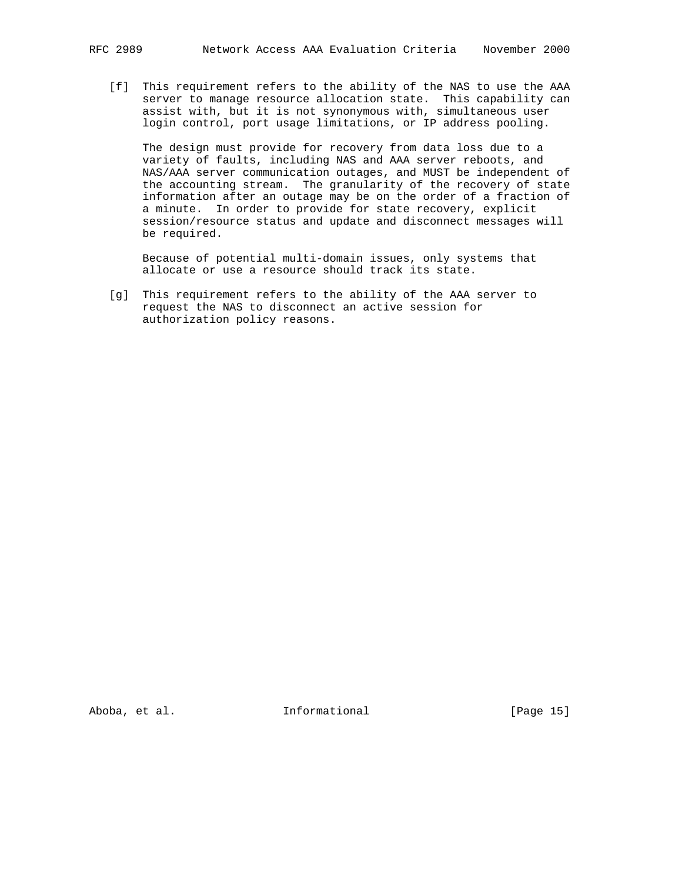[f] This requirement refers to the ability of the NAS to use the AAA server to manage resource allocation state. This capability can assist with, but it is not synonymous with, simultaneous user login control, port usage limitations, or IP address pooling.

The design must provide for recovery from data loss due to a variety of faults, including NAS and AAA server reboots, and NAS/AAA server communication outages, and MUST be independent of the accounting stream. The granularity of the recovery of state information after an outage may be on the order of a fraction of a minute. In order to provide for state recovery, explicit session/resource status and update and disconnect messages will be required.

Because of potential multi-domain issues, only systems that allocate or use a resource should track its state.

[g] This requirement refers to the ability of the AAA server to request the NAS to disconnect an active session for authorization policy reasons.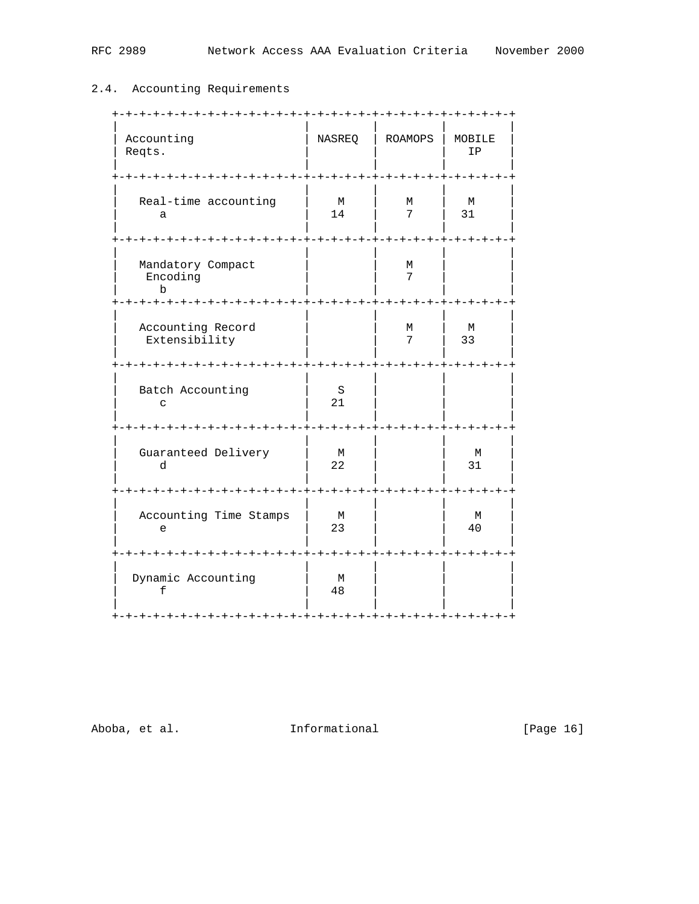## 2.4. Accounting Requirements

| Accounting Reqts. | NASREQ | ROAMOPS | MOBILE IP |
|---|---|---|---|
| Real-time accounting a | M 14 | M 7 | M 31 |
| Mandatory Compact Encoding b | | M 7 | |
| Accounting Record Extensibility | | M 7 | M 33 |
| Batch Accounting c | S 21 | | |
| Guaranteed Delivery d | M 22 | | M 31 |
| Accounting Time Stamps e | M 23 | | M 40 |
| Dynamic Accounting f | M 48 | | |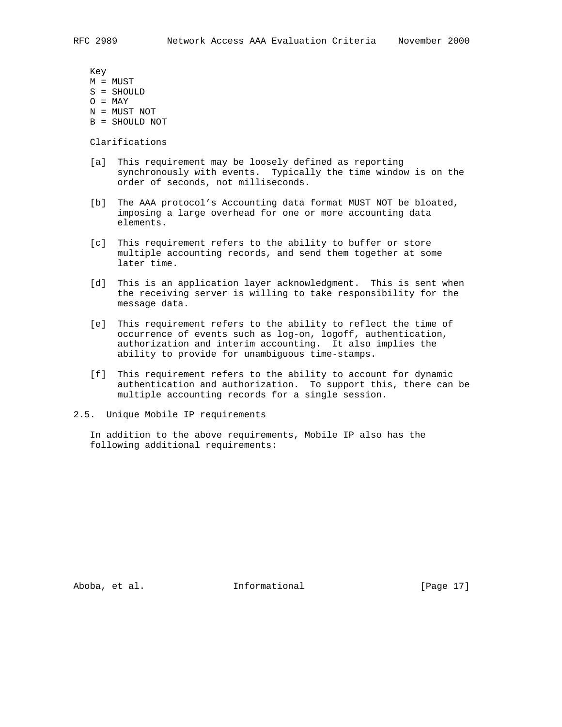Key

M = MUST
S = SHOULD
O = MAY
N = MUST NOT
B = SHOULD NOT

Clarifications

[a] This requirement may be loosely defined as reporting synchronously with events. Typically the time window is on the order of seconds, not milliseconds.

[b] The AAA protocol's Accounting data format MUST NOT be bloated, imposing a large overhead for one or more accounting data elements.

[c] This requirement refers to the ability to buffer or store multiple accounting records, and send them together at some later time.

[d] This is an application layer acknowledgment. This is sent when the receiving server is willing to take responsibility for the message data.

[e] This requirement refers to the ability to reflect the time of occurrence of events such as log-on, logoff, authentication, authorization and interim accounting. It also implies the ability to provide for unambiguous time-stamps.

[f] This requirement refers to the ability to account for dynamic authentication and authorization. To support this, there can be multiple accounting records for a single session.

## 2.5. Unique Mobile IP requirements

In addition to the above requirements, Mobile IP also has the following additional requirements: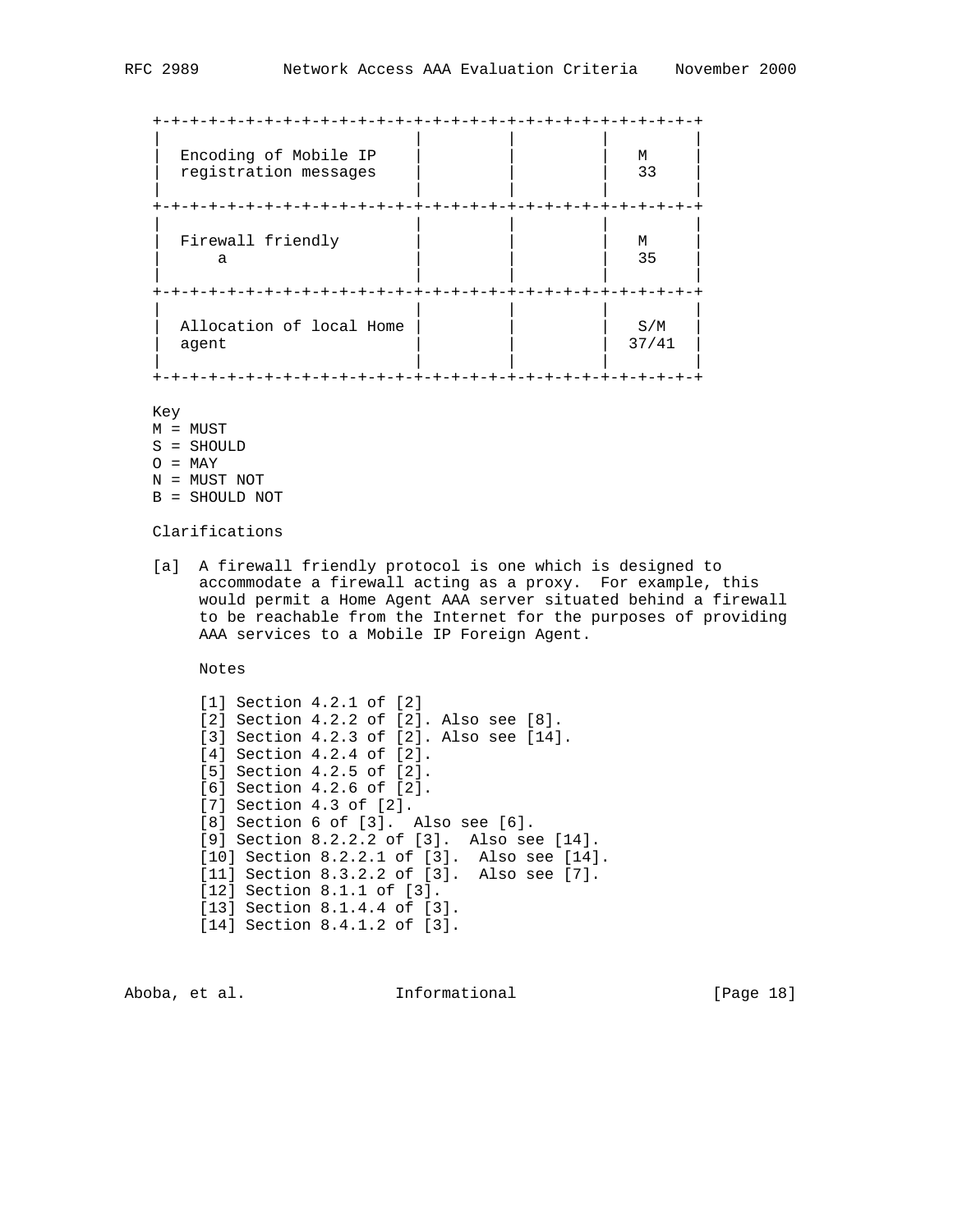| | | | |
|---|---|---|---|
| Encoding of Mobile IP registration messages | | | M 33 |
| Firewall friendly a | | | M 35 |
| Allocation of local Home agent | | | S/M 37/41 |

Key
M = MUST
S = SHOULD
O = MAY
N = MUST NOT
B = SHOULD NOT

Clarifications

[a] A firewall friendly protocol is one which is designed to accommodate a firewall acting as a proxy. For example, this would permit a Home Agent AAA server situated behind a firewall to be reachable from the Internet for the purposes of providing AAA services to a Mobile IP Foreign Agent.

Notes

[1] Section 4.2.1 of [2]
[2] Section 4.2.2 of [2]. Also see [8].
[3] Section 4.2.3 of [2]. Also see [14].
[4] Section 4.2.4 of [2].
[5] Section 4.2.5 of [2].
[6] Section 4.2.6 of [2].
[7] Section 4.3 of [2].
[8] Section 6 of [3]. Also see [6].
[9] Section 8.2.2.2 of [3]. Also see [14].
[10] Section 8.2.2.1 of [3]. Also see [14].
[11] Section 8.3.2.2 of [3]. Also see [7].
[12] Section 8.1.1 of [3].
[13] Section 8.1.4.4 of [3].
[14] Section 8.4.1.2 of [3].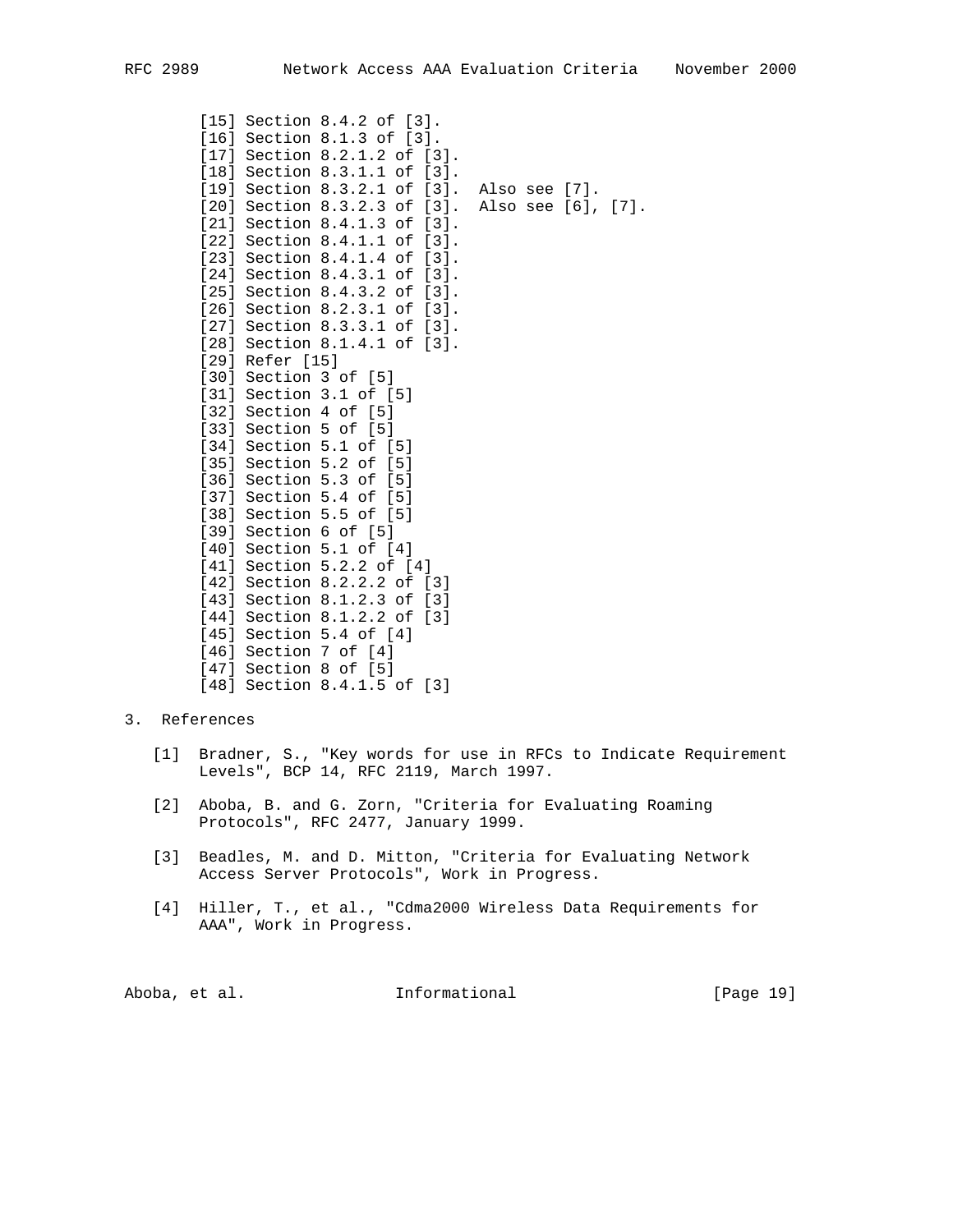[15] Section 8.4.2 of [3].
[16] Section 8.1.3 of [3].
[17] Section 8.2.1.2 of [3].
[18] Section 8.3.1.1 of [3].
[19] Section 8.3.2.1 of [3]. Also see [7].
[20] Section 8.3.2.3 of [3]. Also see [6], [7].
[21] Section 8.4.1.3 of [3].
[22] Section 8.4.1.1 of [3].
[23] Section 8.4.1.4 of [3].
[24] Section 8.4.3.1 of [3].
[25] Section 8.4.3.2 of [3].
[26] Section 8.2.3.1 of [3].
[27] Section 8.3.3.1 of [3].
[28] Section 8.1.4.1 of [3].
[29] Refer [15]
[30] Section 3 of [5]
[31] Section 3.1 of [5]
[32] Section 4 of [5]
[33] Section 5 of [5]
[34] Section 5.1 of [5]
[35] Section 5.2 of [5]
[36] Section 5.3 of [5]
[37] Section 5.4 of [5]
[38] Section 5.5 of [5]
[39] Section 6 of [5]
[40] Section 5.1 of [4]
[41] Section 5.2.2 of [4]
[42] Section 8.2.2.2 of [3]
[43] Section 8.1.2.3 of [3]
[44] Section 8.1.2.2 of [3]
[45] Section 5.4 of [4]
[46] Section 7 of [4]
[47] Section 8 of [5]
[48] Section 8.4.1.5 of [3]

## 3. References

[1] Bradner, S., "Key words for use in RFCs to Indicate Requirement Levels", BCP 14, RFC 2119, March 1997.

[2] Aboba, B. and G. Zorn, "Criteria for Evaluating Roaming Protocols", RFC 2477, January 1999.

[3] Beadles, M. and D. Mitton, "Criteria for Evaluating Network Access Server Protocols", Work in Progress.

[4] Hiller, T., et al., "Cdma2000 Wireless Data Requirements for AAA", Work in Progress.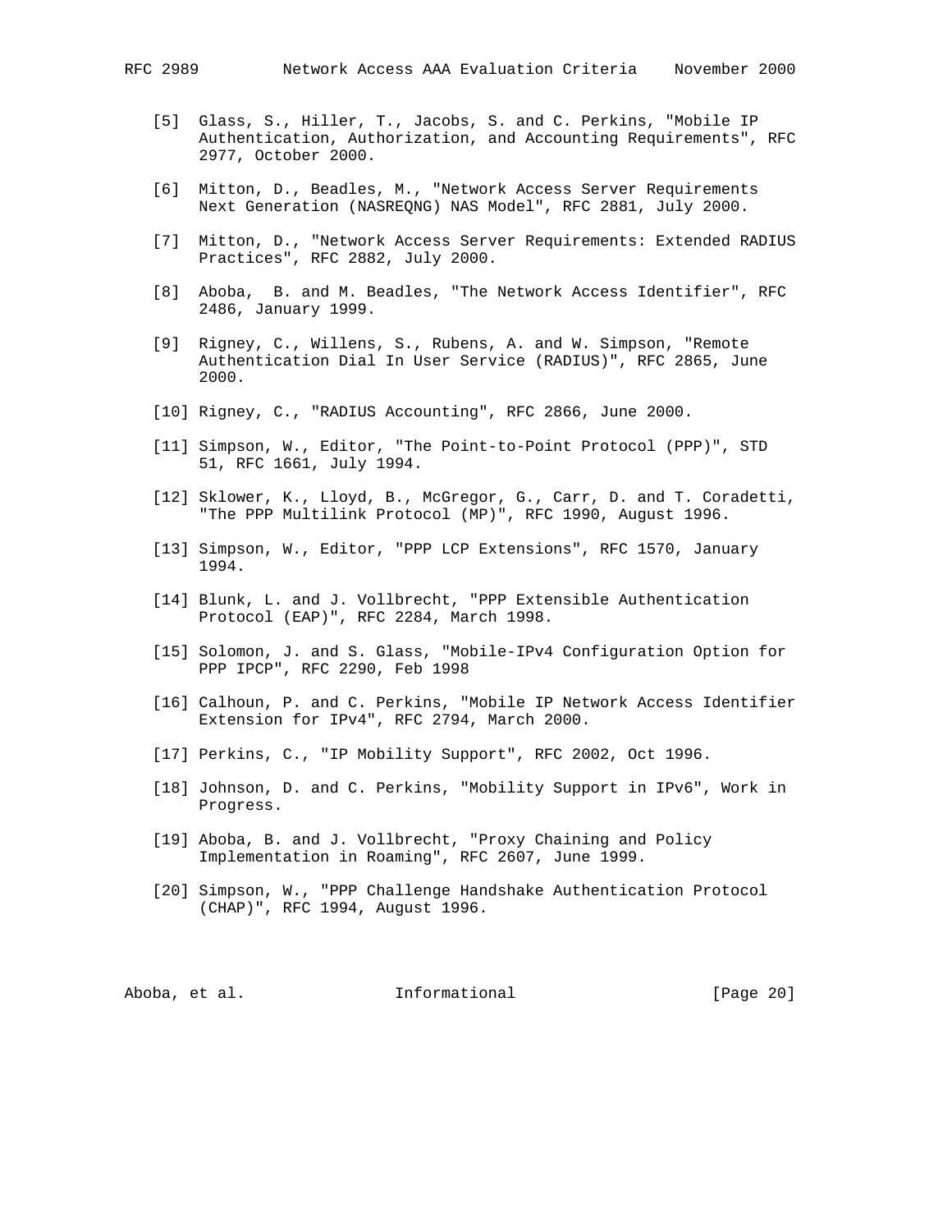[5] Glass, S., Hiller, T., Jacobs, S. and C. Perkins, "Mobile IP Authentication, Authorization, and Accounting Requirements", RFC 2977, October 2000.

[6] Mitton, D., Beadles, M., "Network Access Server Requirements Next Generation (NASREQNG) NAS Model", RFC 2881, July 2000.

[7] Mitton, D., "Network Access Server Requirements: Extended RADIUS Practices", RFC 2882, July 2000.

[8] Aboba, B. and M. Beadles, "The Network Access Identifier", RFC 2486, January 1999.

[9] Rigney, C., Willens, S., Rubens, A. and W. Simpson, "Remote Authentication Dial In User Service (RADIUS)", RFC 2865, June 2000.

[10] Rigney, C., "RADIUS Accounting", RFC 2866, June 2000.

[11] Simpson, W., Editor, "The Point-to-Point Protocol (PPP)", STD 51, RFC 1661, July 1994.

[12] Sklower, K., Lloyd, B., McGregor, G., Carr, D. and T. Coradetti, "The PPP Multilink Protocol (MP)", RFC 1990, August 1996.

[13] Simpson, W., Editor, "PPP LCP Extensions", RFC 1570, January 1994.

[14] Blunk, L. and J. Vollbrecht, "PPP Extensible Authentication Protocol (EAP)", RFC 2284, March 1998.

[15] Solomon, J. and S. Glass, "Mobile-IPv4 Configuration Option for PPP IPCP", RFC 2290, Feb 1998

[16] Calhoun, P. and C. Perkins, "Mobile IP Network Access Identifier Extension for IPv4", RFC 2794, March 2000.

[17] Perkins, C., "IP Mobility Support", RFC 2002, Oct 1996.

[18] Johnson, D. and C. Perkins, "Mobility Support in IPv6", Work in Progress.

[19] Aboba, B. and J. Vollbrecht, "Proxy Chaining and Policy Implementation in Roaming", RFC 2607, June 1999.

[20] Simpson, W., "PPP Challenge Handshake Authentication Protocol (CHAP)", RFC 1994, August 1996.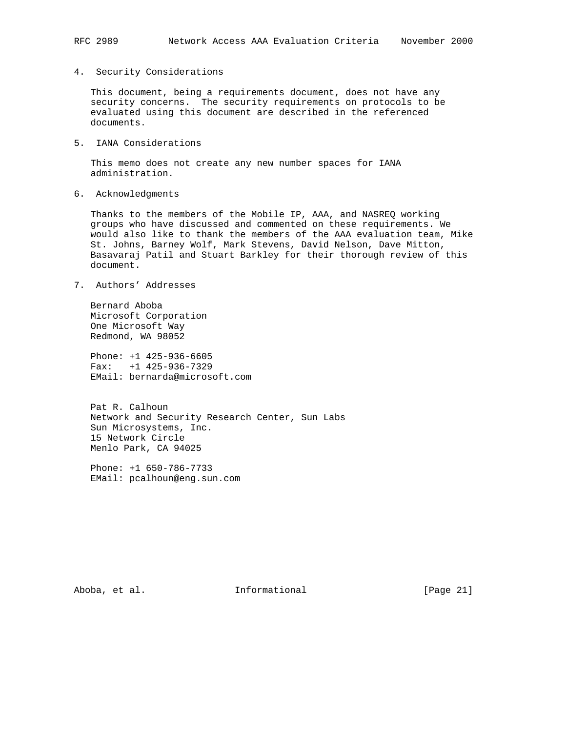## 4. Security Considerations

This document, being a requirements document, does not have any security concerns. The security requirements on protocols to be evaluated using this document are described in the referenced documents.

## 5. IANA Considerations

This memo does not create any new number spaces for IANA administration.

## 6. Acknowledgments

Thanks to the members of the Mobile IP, AAA, and NASREQ working groups who have discussed and commented on these requirements. We would also like to thank the members of the AAA evaluation team, Mike St. Johns, Barney Wolf, Mark Stevens, David Nelson, Dave Mitton, Basavaraj Patil and Stuart Barkley for their thorough review of this document.

## 7. Authors' Addresses

Bernard Aboba
Microsoft Corporation
One Microsoft Way
Redmond, WA 98052

Phone: +1 425-936-6605
Fax: +1 425-936-7329
EMail: bernarda@microsoft.com

Pat R. Calhoun
Network and Security Research Center, Sun Labs
Sun Microsystems, Inc.
15 Network Circle
Menlo Park, CA 94025

Phone: +1 650-786-7733
EMail: pcalhoun@eng.sun.com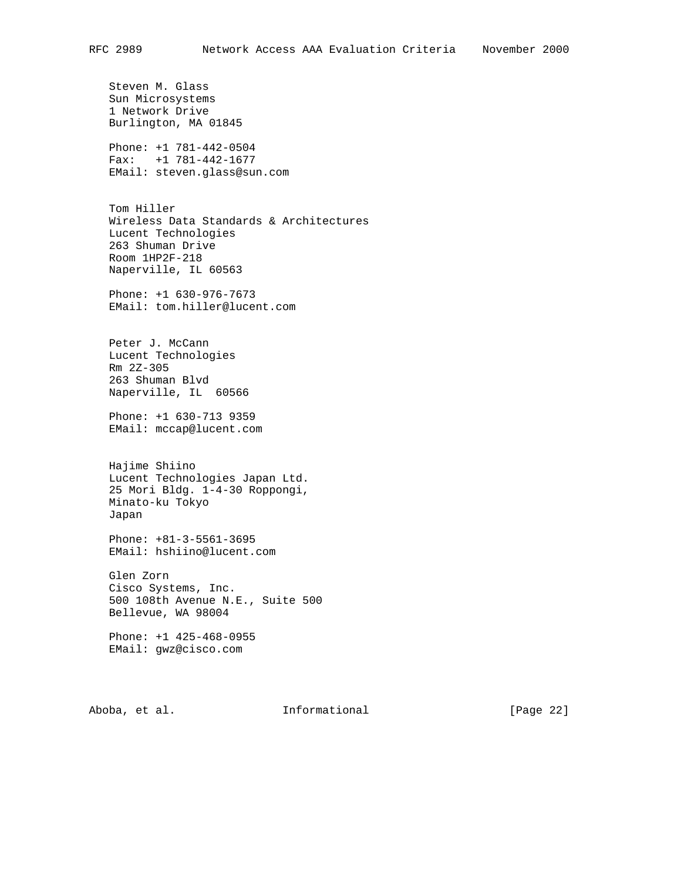Steven M. Glass
Sun Microsystems
1 Network Drive
Burlington, MA 01845

Phone: +1 781-442-0504
Fax:   +1 781-442-1677
EMail: steven.glass@sun.com

Tom Hiller
Wireless Data Standards & Architectures
Lucent Technologies
263 Shuman Drive
Room 1HP2F-218
Naperville, IL 60563

Phone: +1 630-976-7673
EMail: tom.hiller@lucent.com

Peter J. McCann
Lucent Technologies
Rm 2Z-305
263 Shuman Blvd
Naperville, IL  60566

Phone: +1 630-713 9359
EMail: mccap@lucent.com

Hajime Shiino
Lucent Technologies Japan Ltd.
25 Mori Bldg. 1-4-30 Roppongi,
Minato-ku Tokyo
Japan

Phone: +81-3-5561-3695
EMail: hshiino@lucent.com

Glen Zorn
Cisco Systems, Inc.
500 108th Avenue N.E., Suite 500
Bellevue, WA 98004

Phone: +1 425-468-0955
EMail: gwz@cisco.com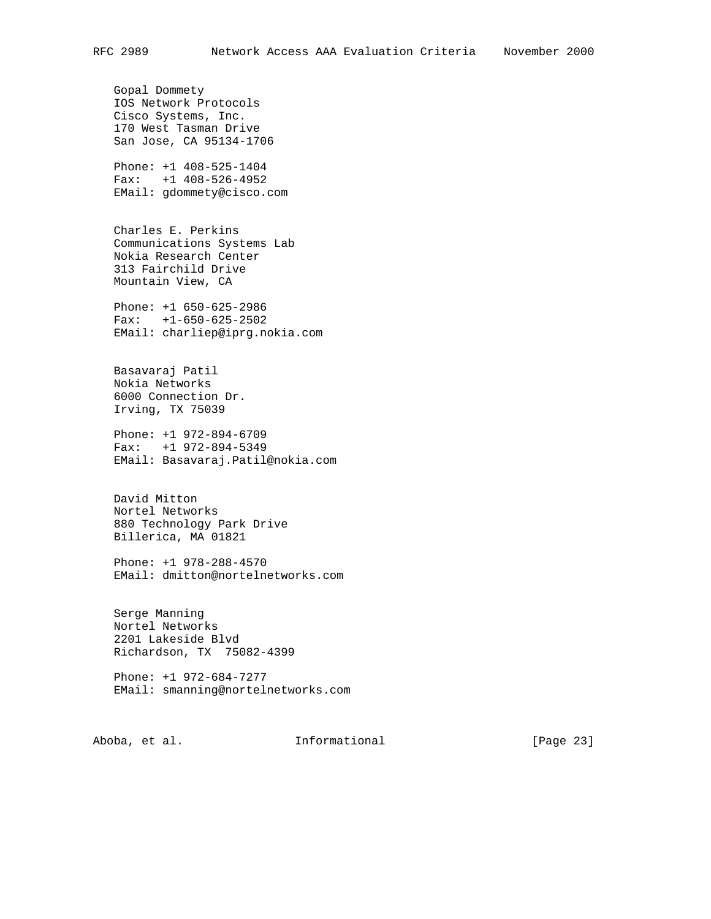Gopal Dommety
IOS Network Protocols
Cisco Systems, Inc.
170 West Tasman Drive
San Jose, CA 95134-1706

Phone: +1 408-525-1404
Fax:   +1 408-526-4952
EMail: gdommety@cisco.com

Charles E. Perkins
Communications Systems Lab
Nokia Research Center
313 Fairchild Drive
Mountain View, CA

Phone: +1 650-625-2986
Fax:   +1-650-625-2502
EMail: charliep@iprg.nokia.com

Basavaraj Patil
Nokia Networks
6000 Connection Dr.
Irving, TX 75039

Phone: +1 972-894-6709
Fax:   +1 972-894-5349
EMail: Basavaraj.Patil@nokia.com

David Mitton
Nortel Networks
880 Technology Park Drive
Billerica, MA 01821

Phone: +1 978-288-4570
EMail: dmitton@nortelnetworks.com

Serge Manning
Nortel Networks
2201 Lakeside Blvd
Richardson, TX  75082-4399

Phone: +1 972-684-7277
EMail: smanning@nortelnetworks.com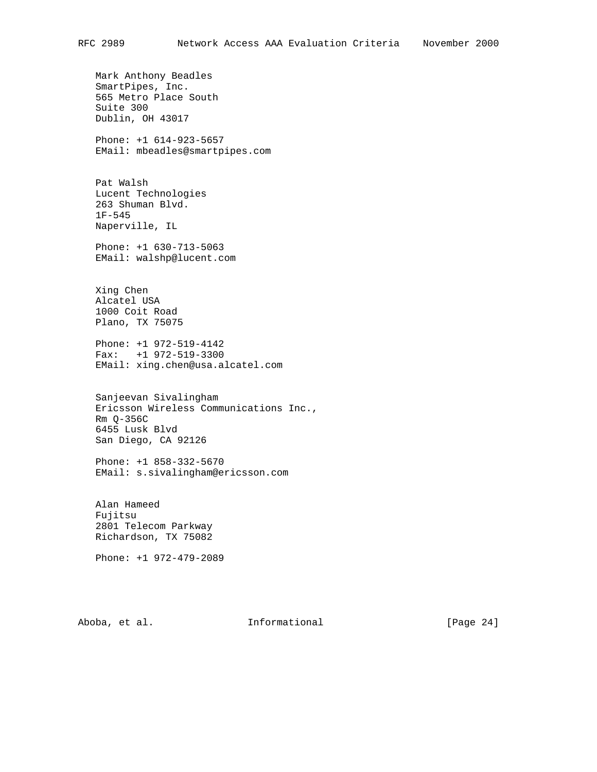Mark Anthony Beadles
SmartPipes, Inc.
565 Metro Place South
Suite 300
Dublin, OH 43017

Phone: +1 614-923-5657
EMail: mbeadles@smartpipes.com

Pat Walsh
Lucent Technologies
263 Shuman Blvd.
1F-545
Naperville, IL

Phone: +1 630-713-5063
EMail: walshp@lucent.com

Xing Chen
Alcatel USA
1000 Coit Road
Plano, TX 75075

Phone: +1 972-519-4142
Fax: +1 972-519-3300
EMail: xing.chen@usa.alcatel.com

Sanjeevan Sivalingham
Ericsson Wireless Communications Inc.,
Rm Q-356C
6455 Lusk Blvd
San Diego, CA 92126

Phone: +1 858-332-5670
EMail: s.sivalingham@ericsson.com

Alan Hameed
Fujitsu
2801 Telecom Parkway
Richardson, TX 75082

Phone: +1 972-479-2089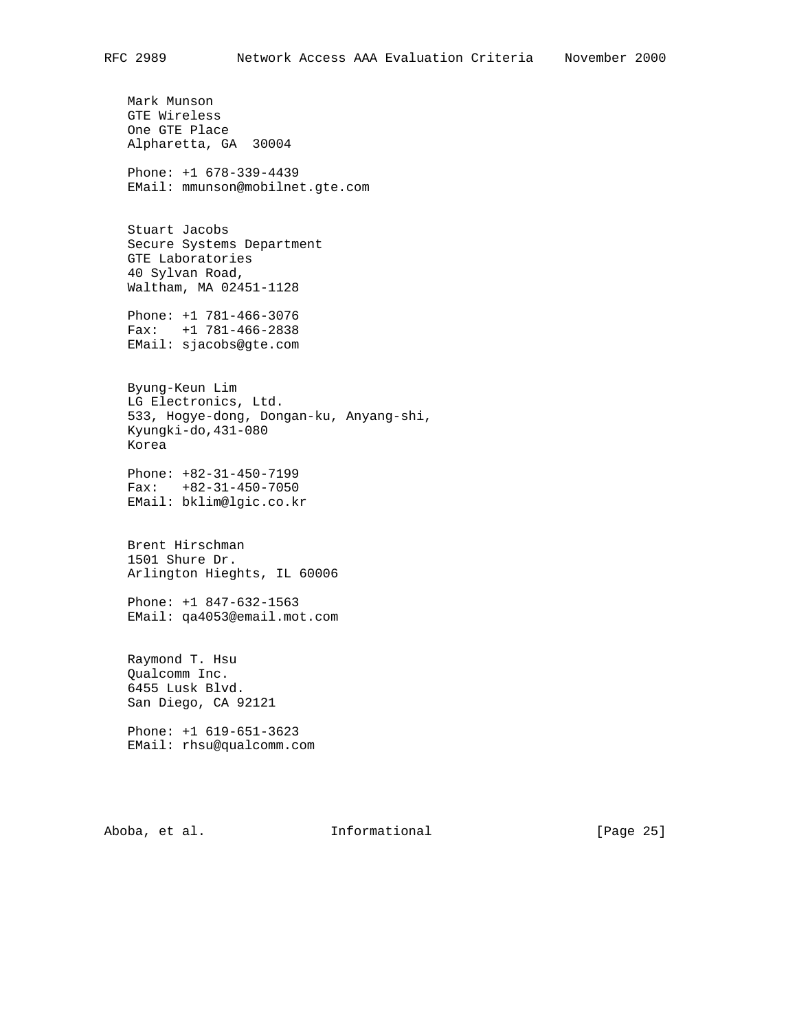Mark Munson
GTE Wireless
One GTE Place
Alpharetta, GA  30004

Phone: +1 678-339-4439
EMail: mmunson@mobilnet.gte.com

Stuart Jacobs
Secure Systems Department
GTE Laboratories
40 Sylvan Road,
Waltham, MA 02451-1128

Phone: +1 781-466-3076
Fax:   +1 781-466-2838
EMail: sjacobs@gte.com

Byung-Keun Lim
LG Electronics, Ltd.
533, Hogye-dong, Dongan-ku, Anyang-shi,
Kyungki-do,431-080
Korea

Phone: +82-31-450-7199
Fax:   +82-31-450-7050
EMail: bklim@lgic.co.kr

Brent Hirschman
1501 Shure Dr.
Arlington Hieghts, IL 60006

Phone: +1 847-632-1563
EMail: qa4053@email.mot.com

Raymond T. Hsu
Qualcomm Inc.
6455 Lusk Blvd.
San Diego, CA 92121

Phone: +1 619-651-3623
EMail: rhsu@qualcomm.com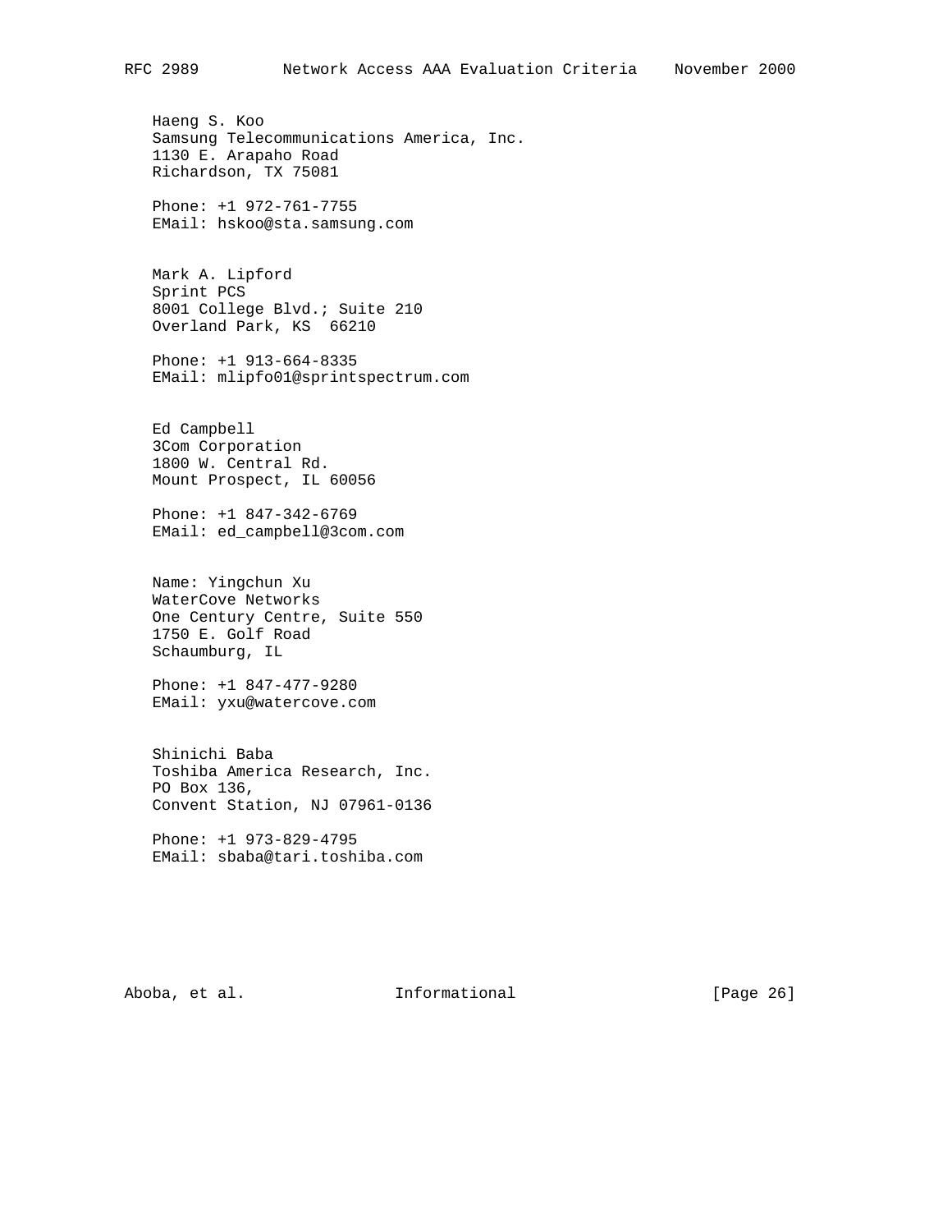Haeng S. Koo
Samsung Telecommunications America, Inc.
1130 E. Arapaho Road
Richardson, TX 75081

Phone: +1 972-761-7755
EMail: hskoo@sta.samsung.com

Mark A. Lipford
Sprint PCS
8001 College Blvd.; Suite 210
Overland Park, KS  66210

Phone: +1 913-664-8335
EMail: mlipfo01@sprintspectrum.com

Ed Campbell
3Com Corporation
1800 W. Central Rd.
Mount Prospect, IL 60056

Phone: +1 847-342-6769
EMail: ed_campbell@3com.com

Name: Yingchun Xu
WaterCove Networks
One Century Centre, Suite 550
1750 E. Golf Road
Schaumburg, IL

Phone: +1 847-477-9280
EMail: yxu@watercove.com

Shinichi Baba
Toshiba America Research, Inc.
PO Box 136,
Convent Station, NJ 07961-0136

Phone: +1 973-829-4795
EMail: sbaba@tari.toshiba.com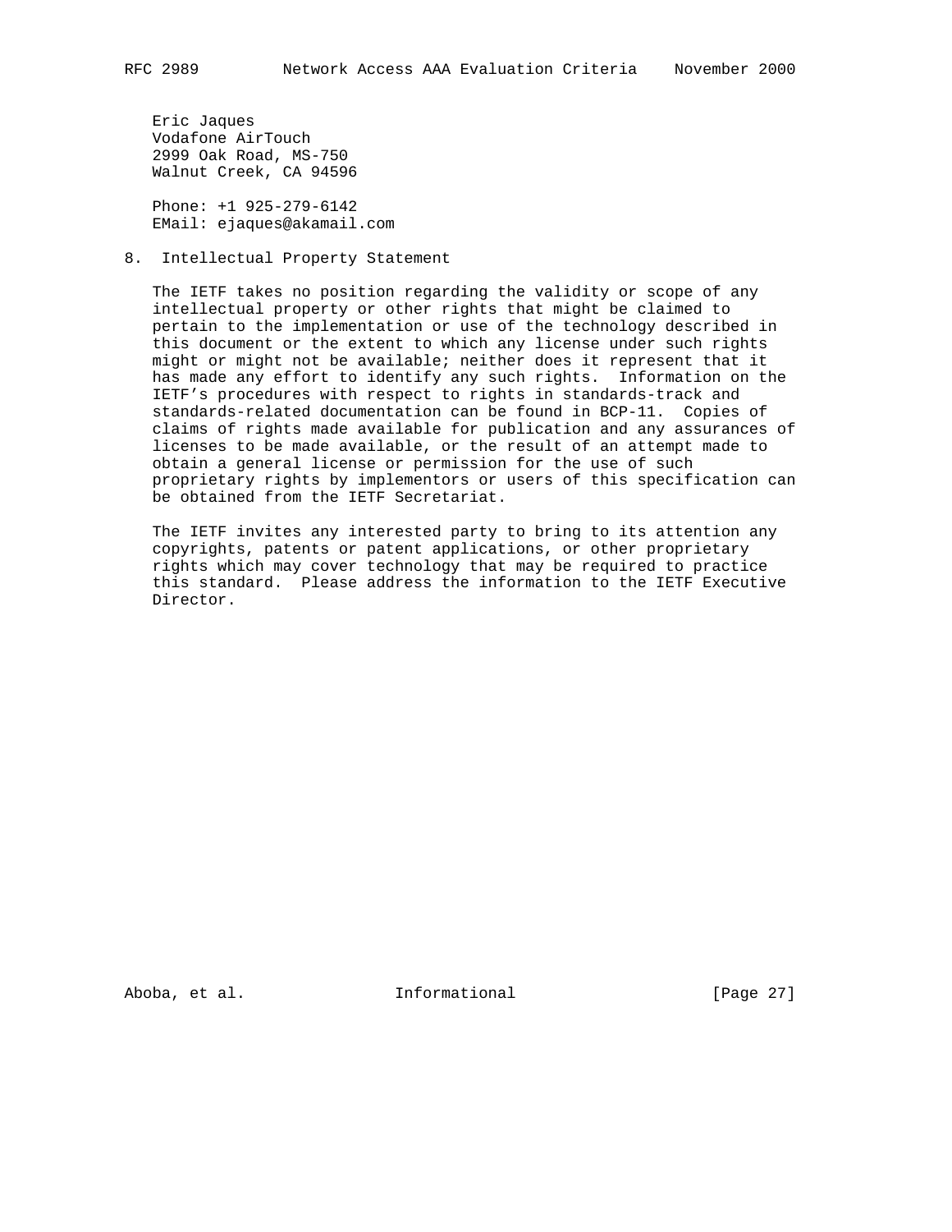Eric Jaques
Vodafone AirTouch
2999 Oak Road, MS-750
Walnut Creek, CA 94596

Phone: +1 925-279-6142
EMail: ejaques@akamail.com

## 8. Intellectual Property Statement

The IETF takes no position regarding the validity or scope of any intellectual property or other rights that might be claimed to pertain to the implementation or use of the technology described in this document or the extent to which any license under such rights might or might not be available; neither does it represent that it has made any effort to identify any such rights. Information on the IETF's procedures with respect to rights in standards-track and standards-related documentation can be found in BCP-11. Copies of claims of rights made available for publication and any assurances of licenses to be made available, or the result of an attempt made to obtain a general license or permission for the use of such proprietary rights by implementors or users of this specification can be obtained from the IETF Secretariat.

The IETF invites any interested party to bring to its attention any copyrights, patents or patent applications, or other proprietary rights which may cover technology that may be required to practice this standard. Please address the information to the IETF Executive Director.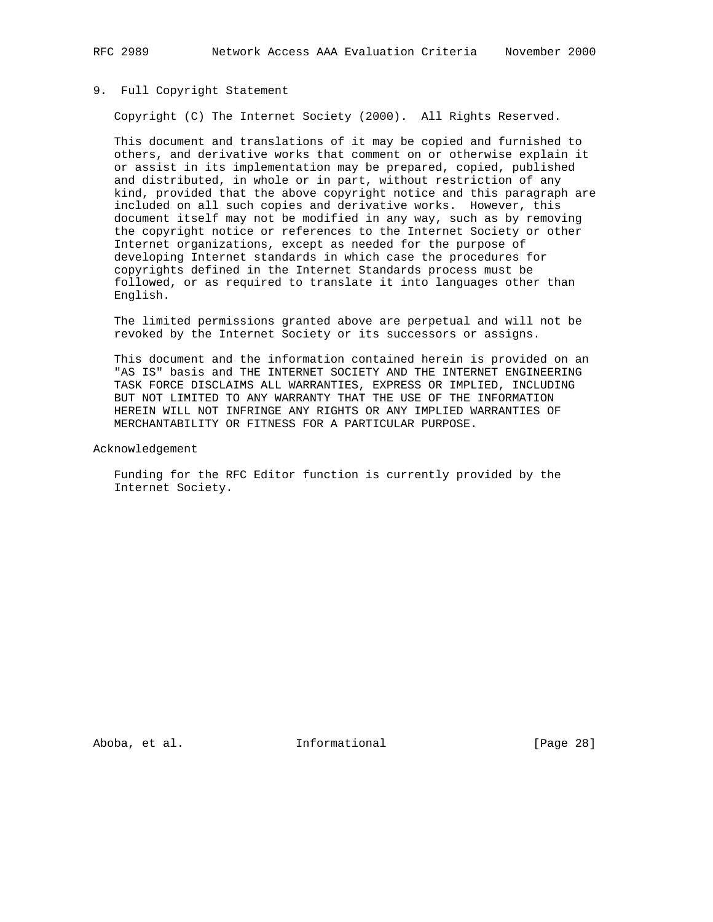## 9. Full Copyright Statement

Copyright (C) The Internet Society (2000). All Rights Reserved.

This document and translations of it may be copied and furnished to others, and derivative works that comment on or otherwise explain it or assist in its implementation may be prepared, copied, published and distributed, in whole or in part, without restriction of any kind, provided that the above copyright notice and this paragraph are included on all such copies and derivative works. However, this document itself may not be modified in any way, such as by removing the copyright notice or references to the Internet Society or other Internet organizations, except as needed for the purpose of developing Internet standards in which case the procedures for copyrights defined in the Internet Standards process must be followed, or as required to translate it into languages other than English.

The limited permissions granted above are perpetual and will not be revoked by the Internet Society or its successors or assigns.

This document and the information contained herein is provided on an "AS IS" basis and THE INTERNET SOCIETY AND THE INTERNET ENGINEERING TASK FORCE DISCLAIMS ALL WARRANTIES, EXPRESS OR IMPLIED, INCLUDING BUT NOT LIMITED TO ANY WARRANTY THAT THE USE OF THE INFORMATION HEREIN WILL NOT INFRINGE ANY RIGHTS OR ANY IMPLIED WARRANTIES OF MERCHANTABILITY OR FITNESS FOR A PARTICULAR PURPOSE.

## Acknowledgement

Funding for the RFC Editor function is currently provided by the Internet Society.